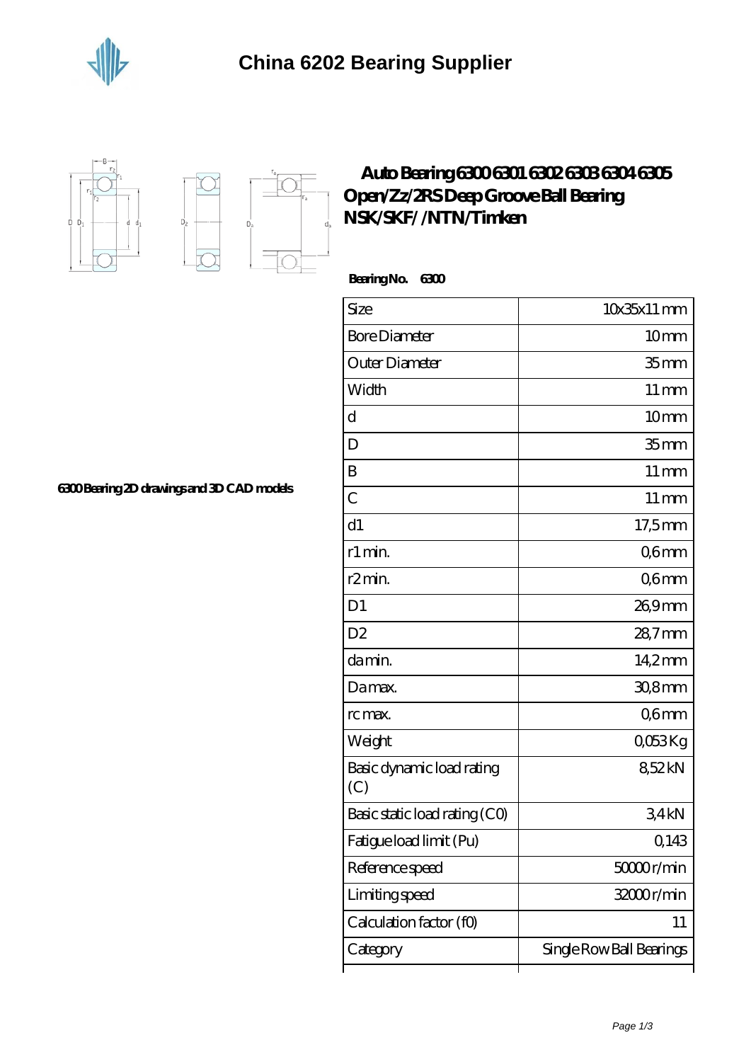# China 6202 Bearing Supplier

## Auto Bearing 6300 6301 6302 6303 6304 6305 Open/Zz/2RS Deep Groove Ball Bearing NSK/SKF/ /NTN/Timken

**Bearing No. 6300**

| Size | 10x35x11 mm |
| --- | --- |
| Bore Diameter | 10 mm |
| Outer Diameter | 35 mm |
| Width | 11 mm |
| d | 10 mm |
| D | 35 mm |
| B | 11 mm |
| C | 11 mm |
| d1 | 17,5 mm |
| r1 min. | 0,6 mm |
| r2 min. | 0,6 mm |
| D1 | 26,9 mm |
| D2 | 28,7 mm |
| da min. | 14,2 mm |
| Da max. | 30,8 mm |
| rc max. | 0,6 mm |
| Weight | 0,053 Kg |
| Basic dynamic load rating (C) | 8,52 kN |
| Basic static load rating (C0) | 3,4 kN |
| Fatigue load limit (Pu) | 0,143 |
| Reference speed | 50000 r/min |
| Limiting speed | 32000 r/min |
| Calculation factor (f0) | 11 |
| Category | Single Row Ball Bearings |

**6300 Bearing 2D drawings and 3D CAD models**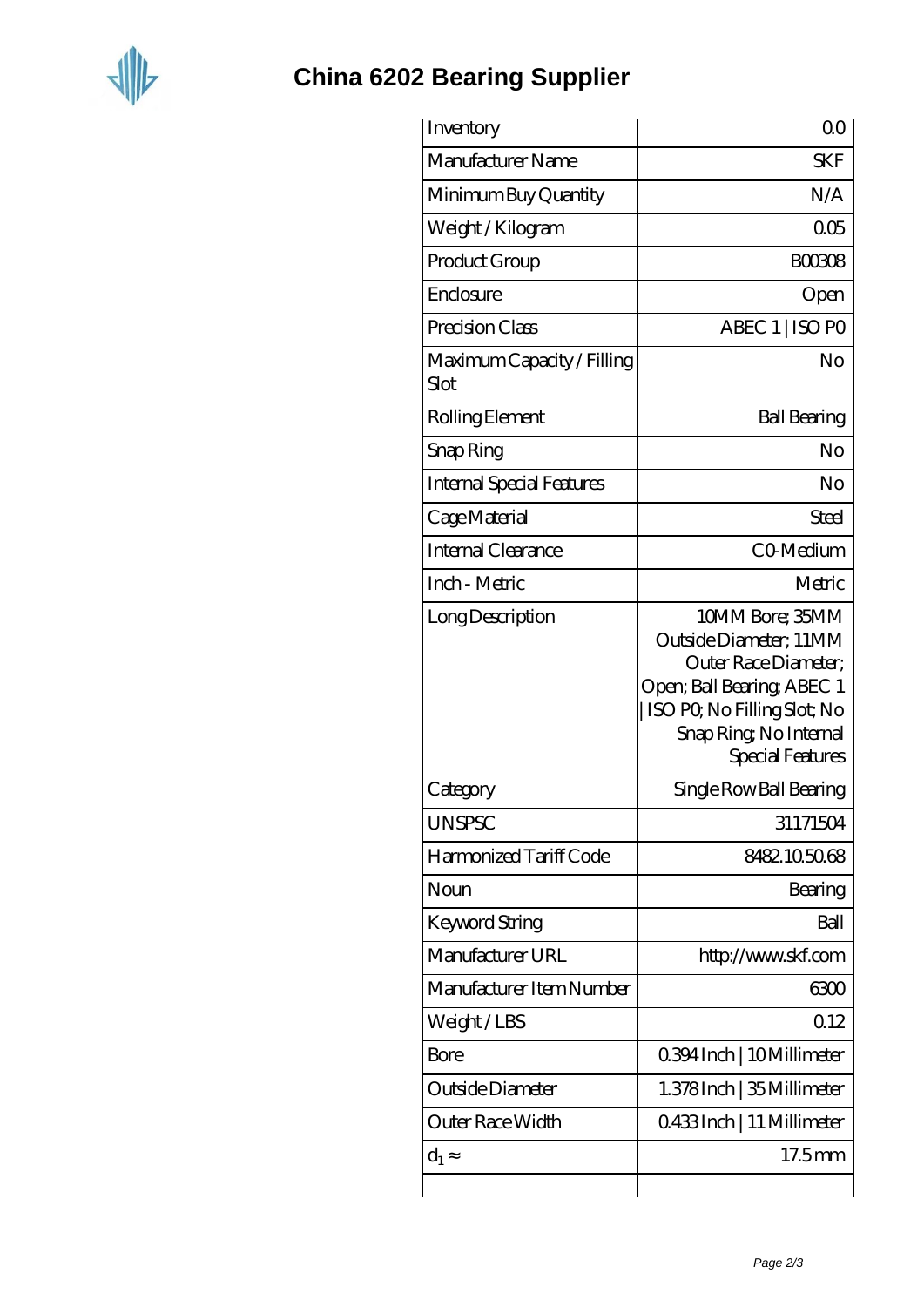# China 6202 Bearing Supplier

| | |
|---|---|
| Inventory | 0.0 |
| Manufacturer Name | SKF |
| Minimum Buy Quantity | N/A |
| Weight / Kilogram | 0.05 |
| Product Group | B00308 |
| Enclosure | Open |
| Precision Class | ABEC 1 \| ISO P0 |
| Maximum Capacity / Filling Slot | No |
| Rolling Element | Ball Bearing |
| Snap Ring | No |
| Internal Special Features | No |
| Cage Material | Steel |
| Internal Clearance | C0-Medium |
| Inch - Metric | Metric |
| Long Description | 10MM Bore; 35MM Outside Diameter; 11MM Outer Race Diameter; Open; Ball Bearing; ABEC 1 \| ISO P0; No Filling Slot; No Snap Ring; No Internal Special Features |
| Category | Single Row Ball Bearing |
| UNSPSC | 31171504 |
| Harmonized Tariff Code | 8482.10.50.68 |
| Noun | Bearing |
| Keyword String | Ball |
| Manufacturer URL | http://www.skf.com |
| Manufacturer Item Number | 6300 |
| Weight / LBS | 0.12 |
| Bore | 0.394 Inch \| 10 Millimeter |
| Outside Diameter | 1.378 Inch \| 35 Millimeter |
| Outer Race Width | 0.433 Inch \| 11 Millimeter |
| $d_1 \approx$ | 17.5 mm |
| | |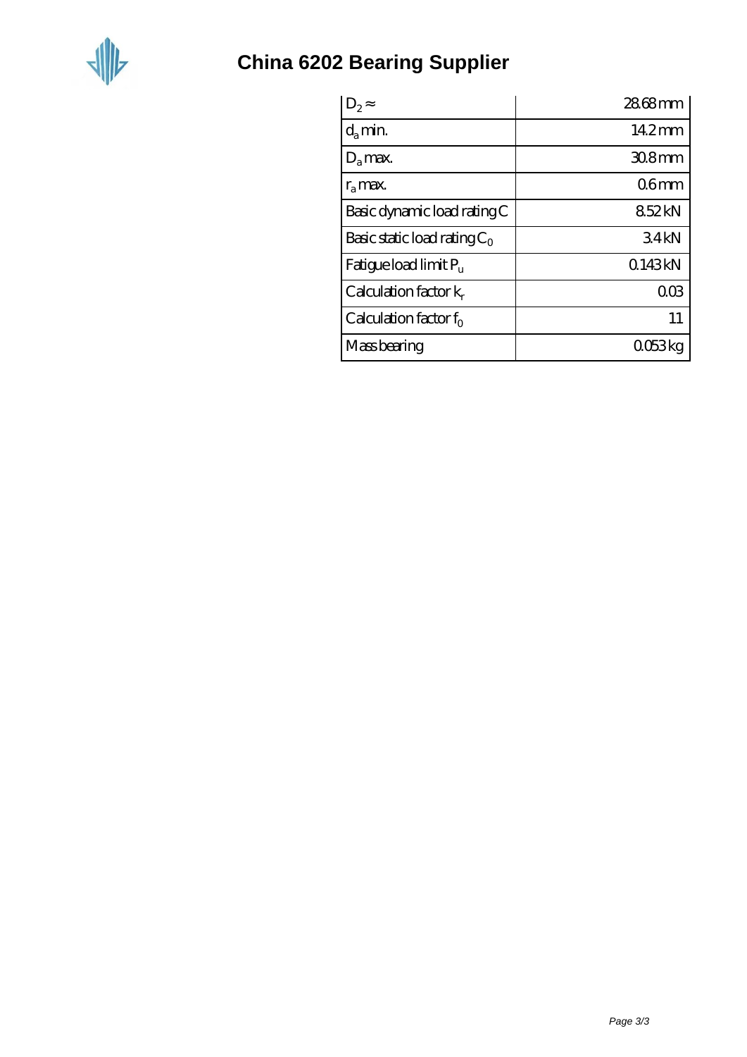# China 6202 Bearing Supplier

| | |
|---|---|
| $D_2 \approx$ | 28.68 mm |
| $d_a$ min. | 14.2 mm |
| $D_a$ max. | 30.8 mm |
| $r_a$ max. | 0.6 mm |
| Basic dynamic load rating C | 8.52 kN |
| Basic static load rating $C_0$ | 3.4 kN |
| Fatigue load limit $P_u$ | 0.143 kN |
| Calculation factor $k_r$ | 0.03 |
| Calculation factor $f_0$ | 11 |
| Mass bearing | 0.053 kg |